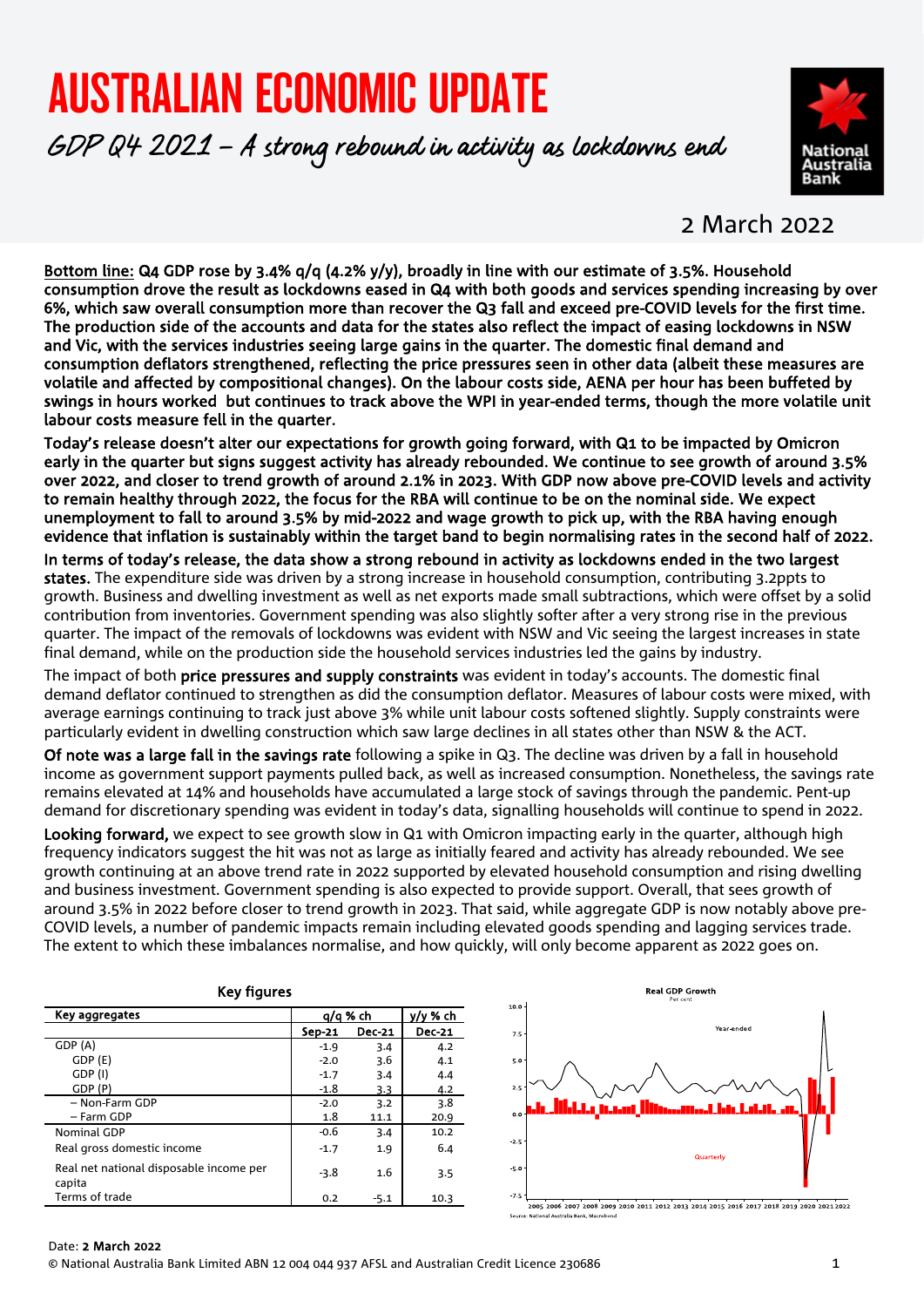# AUSTRALIAN ECONOMIC UPDATE

## *GDP Q4 2021 – A strong rebound in activity as lockdowns end*

2 March 2022

**Bottom line: Q4 GDP rose by 3.4% q/q (4.2% y/y), broadly in line with our estimate of 3.5%. Household consumption drove the result as lockdowns eased in Q4 with both goods and services spending increasing by over 6%, which saw overall consumption more than recover the Q3 fall and exceed pre-COVID levels for the first time. The production side of the accounts and data for the states also reflect the impact of easing lockdowns in NSW and Vic, with the services industries seeing large gains in the quarter. The domestic final demand and consumption deflators strengthened, reflecting the price pressures seen in other data (albeit these measures are volatile and affected by compositional changes). On the labour costs side, AENA per hour has been buffeted by swings in hours worked but continues to track above the WPI in year-ended terms, though the more volatile unit labour costs measure fell in the quarter.**

**Today's release doesn't alter our expectations for growth going forward, with Q1 to be impacted by Omicron early in the quarter but signs suggest activity has already rebounded. We continue to see growth of around 3.5% over 2022, and closer to trend growth of around 2.1% in 2023. With GDP now above pre-COVID levels and activity to remain healthy through 2022, the focus for the RBA will continue to be on the nominal side. We expect unemployment to fall to around 3.5% by mid-2022 and wage growth to pick up, with the RBA having enough evidence that inflation is sustainably within the target band to begin normalising rates in the second half of 2022.**

**In terms of today's release, the data show a strong rebound in activity as lockdowns ended in the two largest states.** The expenditure side was driven by a strong increase in household consumption, contributing 3.2ppts to growth. Business and dwelling investment as well as net exports made small subtractions, which were offset by a solid contribution from inventories. Government spending was also slightly softer after a very strong rise in the previous quarter. The impact of the removals of lockdowns was evident with NSW and Vic seeing the largest increases in state final demand, while on the production side the household services industries led the gains by industry.

The impact of both **price pressures and supply constraints** was evident in today's accounts. The domestic final demand deflator continued to strengthen as did the consumption deflator. Measures of labour costs were mixed, with average earnings continuing to track just above 3% while unit labour costs softened slightly. Supply constraints were particularly evident in dwelling construction which saw large declines in all states other than NSW & the ACT.

**Of note was a large fall in the savings rate** following a spike in Q3. The decline was driven by a fall in household income as government support payments pulled back, as well as increased consumption. Nonetheless, the savings rate remains elevated at 14% and households have accumulated a large stock of savings through the pandemic. Pent-up demand for discretionary spending was evident in today's data, signalling households will continue to spend in 2022.

**Looking forward,** we expect to see growth slow in Q1 with Omicron impacting early in the quarter, although high frequency indicators suggest the hit was not as large as initially feared and activity has already rebounded. We see growth continuing at an above trend rate in 2022 supported by elevated household consumption and rising dwelling and business investment. Government spending is also expected to provide support. Overall, that sees growth of around 3.5% in 2022 before closer to trend growth in 2023. That said, while aggregate GDP is now notably above pre-COVID levels, a number of pandemic impacts remain including elevated goods spending and lagging services trade. The extent to which these imbalances normalise, and how quickly, will only become apparent as 2022 goes on.

**Key figures**

| Key aggregates | q/q % ch | | y/y % ch |
|---|---|---|---|
| | Sep-21 | Dec-21 | Dec-21 |
| GDP (A) | -1.9 | 3.4 | 4.2 |
| GDP (E) | -2.0 | 3.6 | 4.1 |
| GDP (I) | -1.7 | 3.4 | 4.4 |
| GDP (P) | -1.8 | 3.3 | 4.2 |
| – Non-Farm GDP | -2.0 | 3.2 | 3.8 |
| – Farm GDP | 1.8 | 11.1 | 20.9 |
| Nominal GDP | -0.6 | 3.4 | 10.2 |
| Real gross domestic income | -1.7 | 1.9 | 6.4 |
| Real net national disposable income per capita | -3.8 | 1.6 | 3.5 |
| Terms of trade | 0.2 | -5.1 | 10.3 |

**Real GDP Growth**
Per cent

Source: National Australia Bank, Macrobond

Date: **2 March 2022**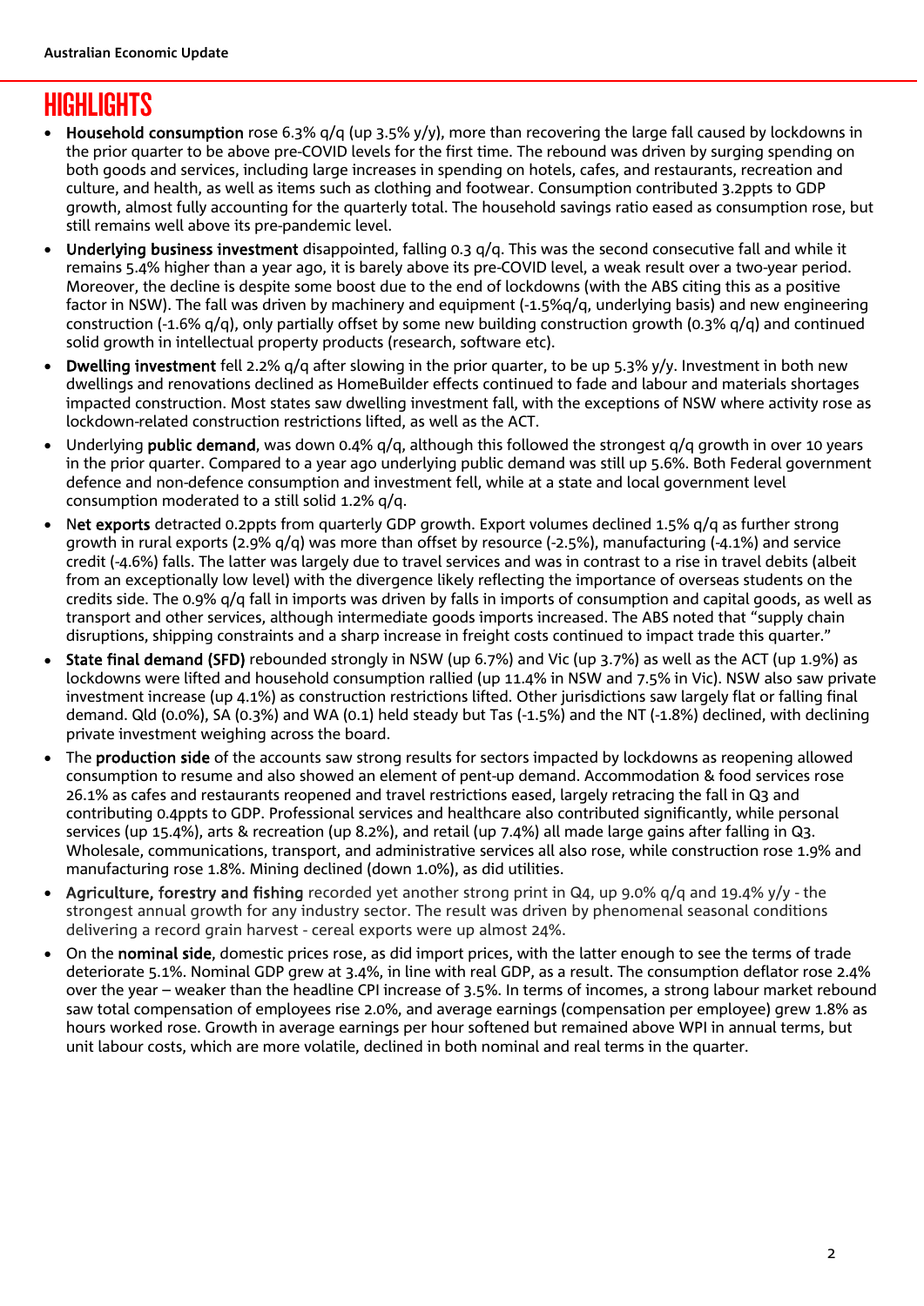# HIGHLIGHTS

- **Household consumption** rose 6.3% q/q (up 3.5% y/y), more than recovering the large fall caused by lockdowns in the prior quarter to be above pre-COVID levels for the first time. The rebound was driven by surging spending on both goods and services, including large increases in spending on hotels, cafes, and restaurants, recreation and culture, and health, as well as items such as clothing and footwear. Consumption contributed 3.2ppts to GDP growth, almost fully accounting for the quarterly total. The household savings ratio eased as consumption rose, but still remains well above its pre-pandemic level.
- **Underlying business investment** disappointed, falling 0.3 q/q. This was the second consecutive fall and while it remains 5.4% higher than a year ago, it is barely above its pre-COVID level, a weak result over a two-year period. Moreover, the decline is despite some boost due to the end of lockdowns (with the ABS citing this as a positive factor in NSW). The fall was driven by machinery and equipment (-1.5%q/q, underlying basis) and new engineering construction (-1.6% q/q), only partially offset by some new building construction growth (0.3% q/q) and continued solid growth in intellectual property products (research, software etc).
- **Dwelling investment** fell 2.2% q/q after slowing in the prior quarter, to be up 5.3% y/y. Investment in both new dwellings and renovations declined as HomeBuilder effects continued to fade and labour and materials shortages impacted construction. Most states saw dwelling investment fall, with the exceptions of NSW where activity rose as lockdown-related construction restrictions lifted, as well as the ACT.
- Underlying **public demand**, was down 0.4% q/q, although this followed the strongest q/q growth in over 10 years in the prior quarter. Compared to a year ago underlying public demand was still up 5.6%. Both Federal government defence and non-defence consumption and investment fell, while at a state and local government level consumption moderated to a still solid 1.2% q/q.
- **Net exports** detracted 0.2ppts from quarterly GDP growth. Export volumes declined 1.5% q/q as further strong growth in rural exports (2.9% q/q) was more than offset by resource (-2.5%), manufacturing (-4.1%) and service credit (-4.6%) falls. The latter was largely due to travel services and was in contrast to a rise in travel debits (albeit from an exceptionally low level) with the divergence likely reflecting the importance of overseas students on the credits side. The 0.9% q/q fall in imports was driven by falls in imports of consumption and capital goods, as well as transport and other services, although intermediate goods imports increased. The ABS noted that "supply chain disruptions, shipping constraints and a sharp increase in freight costs continued to impact trade this quarter."
- **State final demand (SFD)** rebounded strongly in NSW (up 6.7%) and Vic (up 3.7%) as well as the ACT (up 1.9%) as lockdowns were lifted and household consumption rallied (up 11.4% in NSW and 7.5% in Vic). NSW also saw private investment increase (up 4.1%) as construction restrictions lifted. Other jurisdictions saw largely flat or falling final demand. Qld (0.0%), SA (0.3%) and WA (0.1) held steady but Tas (-1.5%) and the NT (-1.8%) declined, with declining private investment weighing across the board.
- The **production side** of the accounts saw strong results for sectors impacted by lockdowns as reopening allowed consumption to resume and also showed an element of pent-up demand. Accommodation & food services rose 26.1% as cafes and restaurants reopened and travel restrictions eased, largely retracing the fall in Q3 and contributing 0.4ppts to GDP. Professional services and healthcare also contributed significantly, while personal services (up 15.4%), arts & recreation (up 8.2%), and retail (up 7.4%) all made large gains after falling in Q3. Wholesale, communications, transport, and administrative services all also rose, while construction rose 1.9% and manufacturing rose 1.8%. Mining declined (down 1.0%), as did utilities.
- **Agriculture, forestry and fishing** recorded yet another strong print in Q4, up 9.0% q/q and 19.4% y/y - the strongest annual growth for any industry sector. The result was driven by phenomenal seasonal conditions delivering a record grain harvest - cereal exports were up almost 24%.
- On the **nominal side**, domestic prices rose, as did import prices, with the latter enough to see the terms of trade deteriorate 5.1%. Nominal GDP grew at 3.4%, in line with real GDP, as a result. The consumption deflator rose 2.4% over the year – weaker than the headline CPI increase of 3.5%. In terms of incomes, a strong labour market rebound saw total compensation of employees rise 2.0%, and average earnings (compensation per employee) grew 1.8% as hours worked rose. Growth in average earnings per hour softened but remained above WPI in annual terms, but unit labour costs, which are more volatile, declined in both nominal and real terms in the quarter.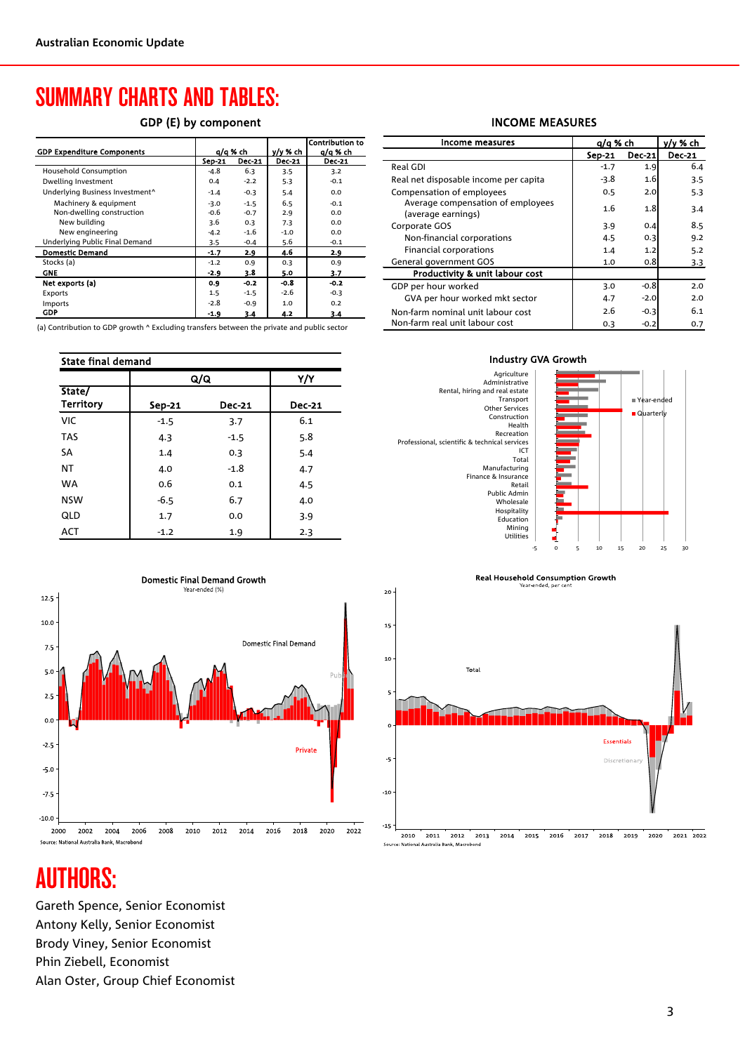# SUMMARY CHARTS AND TABLES:

### GDP (E) by component

| GDP Expenditure Components | q/q % ch Sep-21 | q/q % ch Dec-21 | y/y % ch Dec-21 | Contribution to q/q % ch Dec-21 |
|---|---|---|---|---|
| Household Consumption | -4.8 | 6.3 | 3.5 | 3.2 |
| Dwelling Investment | 0.4 | -2.2 | 5.3 | -0.1 |
| Underlying Business Investment^ | -1.4 | -0.3 | 5.4 | 0.0 |
| Machinery & equipment | -3.0 | -1.5 | 6.5 | -0.1 |
| Non-dwelling construction | -0.6 | -0.7 | 2.9 | 0.0 |
| New building | 3.6 | 0.3 | 7.3 | 0.0 |
| New engineering | -4.2 | -1.6 | -1.0 | 0.0 |
| Underlying Public Final Demand | 3.5 | -0.4 | 5.6 | -0.1 |
| **Domestic Demand** | **-1.7** | **2.9** | **4.6** | **2.9** |
| Stocks (a) | -1.2 | 0.9 | 0.3 | 0.9 |
| **GNE** | **-2.9** | **3.8** | **5.0** | **3.7** |
| **Net exports (a)** | **0.9** | **-0.2** | **-0.8** | **-0.2** |
| Exports | 1.5 | -1.5 | -2.6 | -0.3 |
| Imports | -2.8 | -0.9 | 1.0 | 0.2 |
| **GDP** | **-1.9** | **3.4** | **4.2** | **3.4** |

(a) Contribution to GDP growth ^ Excluding transfers between the private and public sector

### INCOME MEASURES

| Income measures | q/q % ch Sep-21 | q/q % ch Dec-21 | y/y % ch Dec-21 |
|---|---|---|---|
| Real GDI | -1.7 | 1.9 | 6.4 |
| Real net disposable income per capita | -3.8 | 1.6 | 3.5 |
| Compensation of employees | 0.5 | 2.0 | 5.3 |
| Average compensation of employees (average earnings) | 1.6 | 1.8 | 3.4 |
| Corporate GOS | 3.9 | 0.4 | 8.5 |
| Non-financial corporations | 4.5 | 0.3 | 9.2 |
| Financial corporations | 1.4 | 1.2 | 5.2 |
| General government GOS | 1.0 | 0.8 | 3.3 |
| **Productivity & unit labour cost** | | | |
| GDP per hour worked | 3.0 | -0.8 | 2.0 |
| GVA per hour worked mkt sector | 4.7 | -2.0 | 2.0 |
| Non-farm nominal unit labour cost | 2.6 | -0.3 | 6.1 |
| Non-farm real unit labour cost | 0.3 | -0.2 | 0.7 |

### State final demand

| State/ Territory | Q/Q Sep-21 | Q/Q Dec-21 | Y/Y Dec-21 |
|---|---|---|---|
| VIC | -1.5 | 3.7 | 6.1 |
| TAS | 4.3 | -1.5 | 5.8 |
| SA | 1.4 | 0.3 | 5.4 |
| NT | 4.0 | -1.8 | 4.7 |
| WA | 0.6 | 0.1 | 4.5 |
| NSW | -6.5 | 6.7 | 4.0 |
| QLD | 1.7 | 0.0 | 3.9 |
| ACT | -1.2 | 1.9 | 2.3 |

### Industry GVA Growth

### Domestic Final Demand Growth

Year-ended (%)

Source: National Australia Bank, Macrobond

### Real Household Consumption Growth

Year-ended, per cent

Source: National Australia Bank, Macrobond

# AUTHORS:

Gareth Spence, Senior Economist

Antony Kelly, Senior Economist

Brody Viney, Senior Economist

Phin Ziebell, Economist

Alan Oster, Group Chief Economist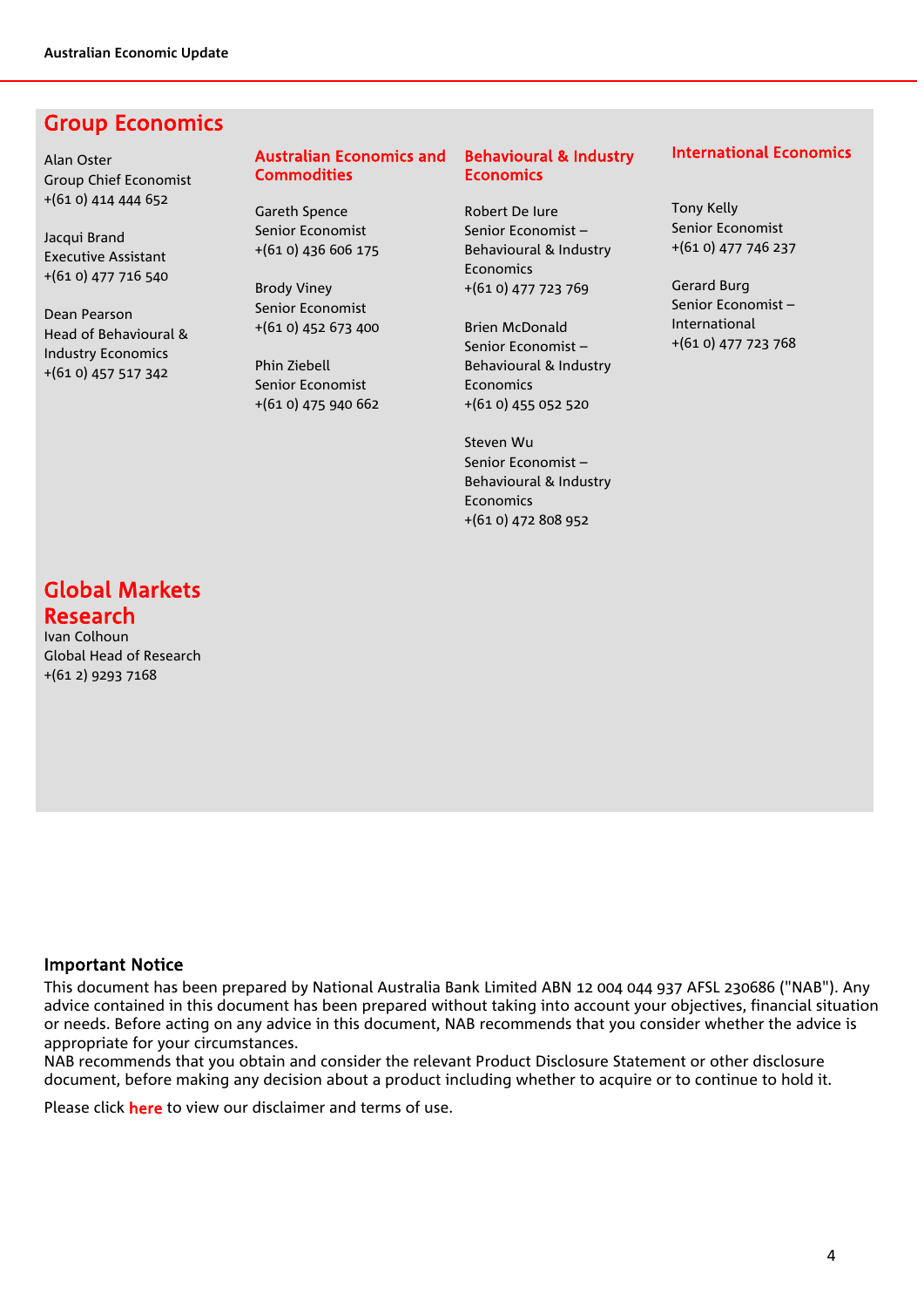## Group Economics

Alan Oster
Group Chief Economist
+(61 0) 414 444 652

Jacqui Brand
Executive Assistant
+(61 0) 477 716 540

Dean Pearson
Head of Behavioural & Industry Economics
+(61 0) 457 517 342

### Australian Economics and Commodities

Gareth Spence
Senior Economist
+(61 0) 436 606 175

Brody Viney
Senior Economist
+(61 0) 452 673 400

Phin Ziebell
Senior Economist
+(61 0) 475 940 662

### Behavioural & Industry Economics

Robert De Iure
Senior Economist – Behavioural & Industry Economics
+(61 0) 477 723 769

Brien McDonald
Senior Economist – Behavioural & Industry Economics
+(61 0) 455 052 520

Steven Wu
Senior Economist – Behavioural & Industry Economics
+(61 0) 472 808 952

### International Economics

Tony Kelly
Senior Economist
+(61 0) 477 746 237

Gerard Burg
Senior Economist – International
+(61 0) 477 723 768

## Global Markets Research

Ivan Colhoun
Global Head of Research
+(61 2) 9293 7168

**Important Notice**

This document has been prepared by National Australia Bank Limited ABN 12 004 044 937 AFSL 230686 ("NAB"). Any advice contained in this document has been prepared without taking into account your objectives, financial situation or needs. Before acting on any advice in this document, NAB recommends that you consider whether the advice is appropriate for your circumstances.
NAB recommends that you obtain and consider the relevant Product Disclosure Statement or other disclosure document, before making any decision about a product including whether to acquire or to continue to hold it.

Please click **here** to view our disclaimer and terms of use.